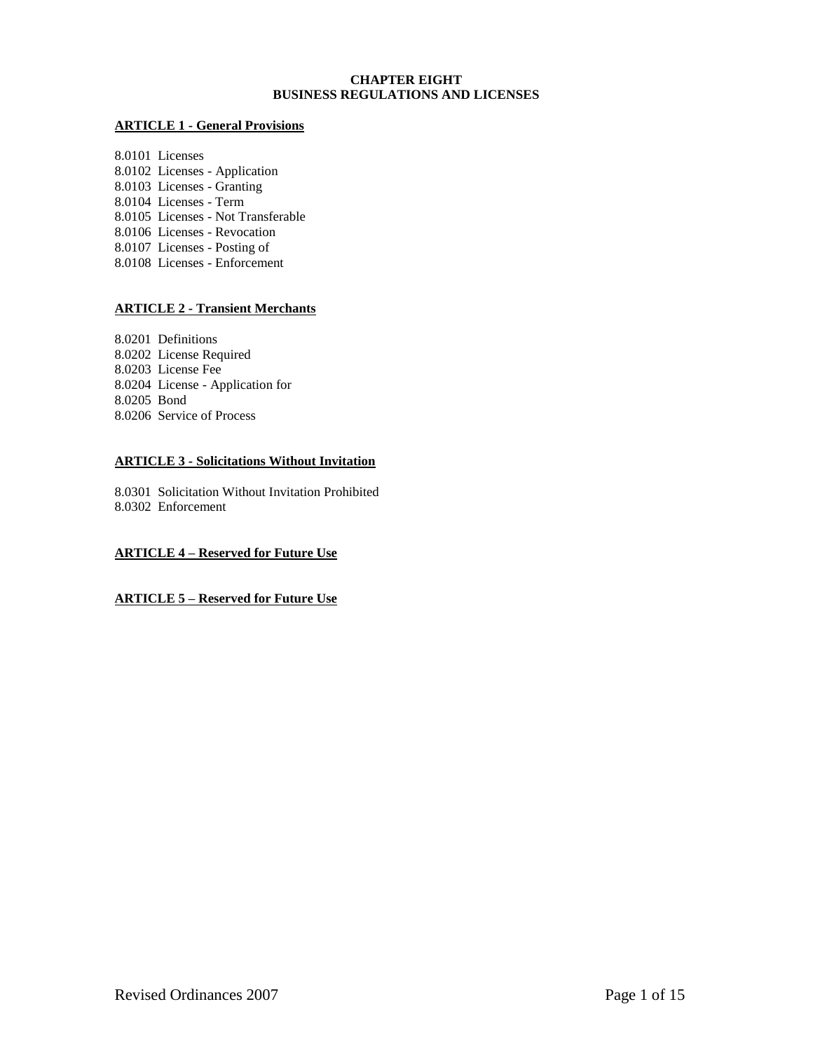# CHAPTER EIGHT
# BUSINESS REGULATIONS AND LICENSES

## ARTICLE 1 - General Provisions

8.0101 Licenses
8.0102 Licenses - Application
8.0103 Licenses - Granting
8.0104 Licenses - Term
8.0105 Licenses - Not Transferable
8.0106 Licenses - Revocation
8.0107 Licenses - Posting of
8.0108 Licenses - Enforcement

## ARTICLE 2 - Transient Merchants

8.0201 Definitions
8.0202 License Required
8.0203 License Fee
8.0204 License - Application for
8.0205 Bond
8.0206 Service of Process

## ARTICLE 3 - Solicitations Without Invitation

8.0301 Solicitation Without Invitation Prohibited
8.0302 Enforcement

## ARTICLE 4 – Reserved for Future Use

## ARTICLE 5 – Reserved for Future Use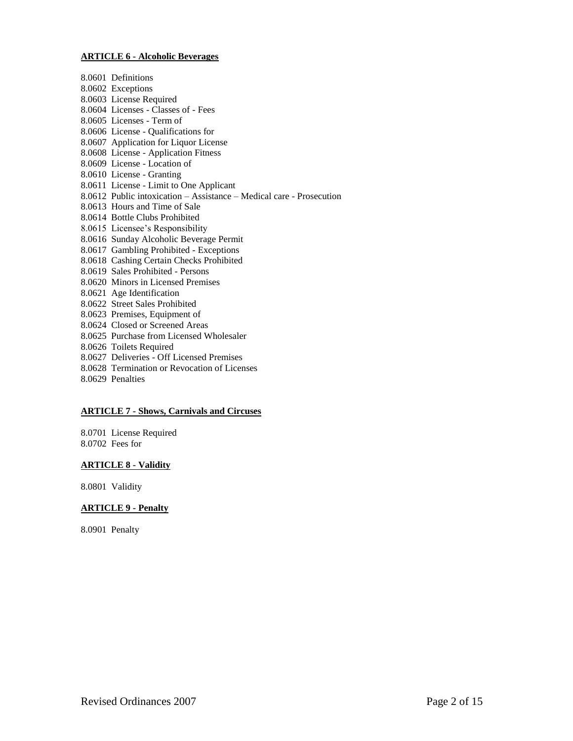**ARTICLE 6 - Alcoholic Beverages**

8.0601 Definitions
8.0602 Exceptions
8.0603 License Required
8.0604 Licenses - Classes of - Fees
8.0605 Licenses - Term of
8.0606 License - Qualifications for
8.0607 Application for Liquor License
8.0608 License - Application Fitness
8.0609 License - Location of
8.0610 License - Granting
8.0611 License - Limit to One Applicant
8.0612 Public intoxication – Assistance – Medical care - Prosecution
8.0613 Hours and Time of Sale
8.0614 Bottle Clubs Prohibited
8.0615 Licensee's Responsibility
8.0616 Sunday Alcoholic Beverage Permit
8.0617 Gambling Prohibited - Exceptions
8.0618 Cashing Certain Checks Prohibited
8.0619 Sales Prohibited - Persons
8.0620 Minors in Licensed Premises
8.0621 Age Identification
8.0622 Street Sales Prohibited
8.0623 Premises, Equipment of
8.0624 Closed or Screened Areas
8.0625 Purchase from Licensed Wholesaler
8.0626 Toilets Required
8.0627 Deliveries - Off Licensed Premises
8.0628 Termination or Revocation of Licenses
8.0629 Penalties

**ARTICLE 7 - Shows, Carnivals and Circuses**

8.0701 License Required
8.0702 Fees for

**ARTICLE 8 - Validity**

8.0801 Validity

**ARTICLE 9 - Penalty**

8.0901 Penalty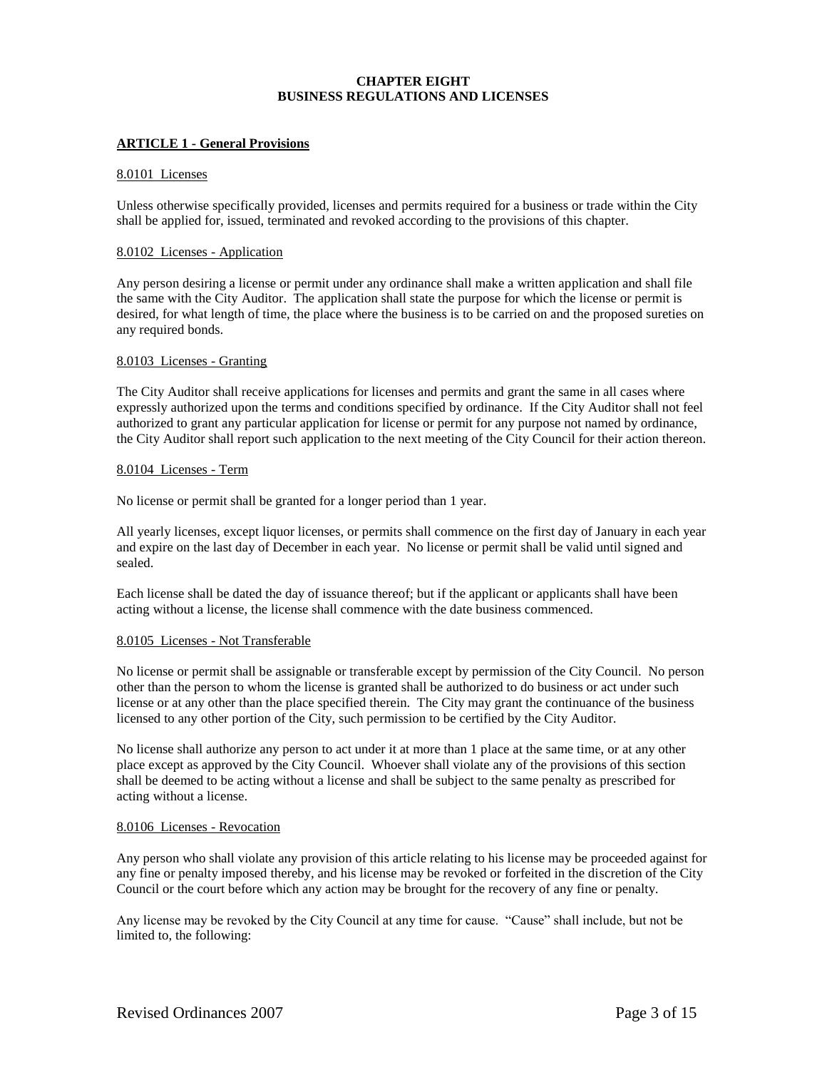# CHAPTER EIGHT
# BUSINESS REGULATIONS AND LICENSES

## ARTICLE 1 - General Provisions

### 8.0101 Licenses

Unless otherwise specifically provided, licenses and permits required for a business or trade within the City shall be applied for, issued, terminated and revoked according to the provisions of this chapter.

### 8.0102 Licenses - Application

Any person desiring a license or permit under any ordinance shall make a written application and shall file the same with the City Auditor. The application shall state the purpose for which the license or permit is desired, for what length of time, the place where the business is to be carried on and the proposed sureties on any required bonds.

### 8.0103 Licenses - Granting

The City Auditor shall receive applications for licenses and permits and grant the same in all cases where expressly authorized upon the terms and conditions specified by ordinance. If the City Auditor shall not feel authorized to grant any particular application for license or permit for any purpose not named by ordinance, the City Auditor shall report such application to the next meeting of the City Council for their action thereon.

### 8.0104 Licenses - Term

No license or permit shall be granted for a longer period than 1 year.

All yearly licenses, except liquor licenses, or permits shall commence on the first day of January in each year and expire on the last day of December in each year. No license or permit shall be valid until signed and sealed.

Each license shall be dated the day of issuance thereof; but if the applicant or applicants shall have been acting without a license, the license shall commence with the date business commenced.

### 8.0105 Licenses - Not Transferable

No license or permit shall be assignable or transferable except by permission of the City Council. No person other than the person to whom the license is granted shall be authorized to do business or act under such license or at any other than the place specified therein. The City may grant the continuance of the business licensed to any other portion of the City, such permission to be certified by the City Auditor.

No license shall authorize any person to act under it at more than 1 place at the same time, or at any other place except as approved by the City Council. Whoever shall violate any of the provisions of this section shall be deemed to be acting without a license and shall be subject to the same penalty as prescribed for acting without a license.

### 8.0106 Licenses - Revocation

Any person who shall violate any provision of this article relating to his license may be proceeded against for any fine or penalty imposed thereby, and his license may be revoked or forfeited in the discretion of the City Council or the court before which any action may be brought for the recovery of any fine or penalty.

Any license may be revoked by the City Council at any time for cause. "Cause" shall include, but not be limited to, the following: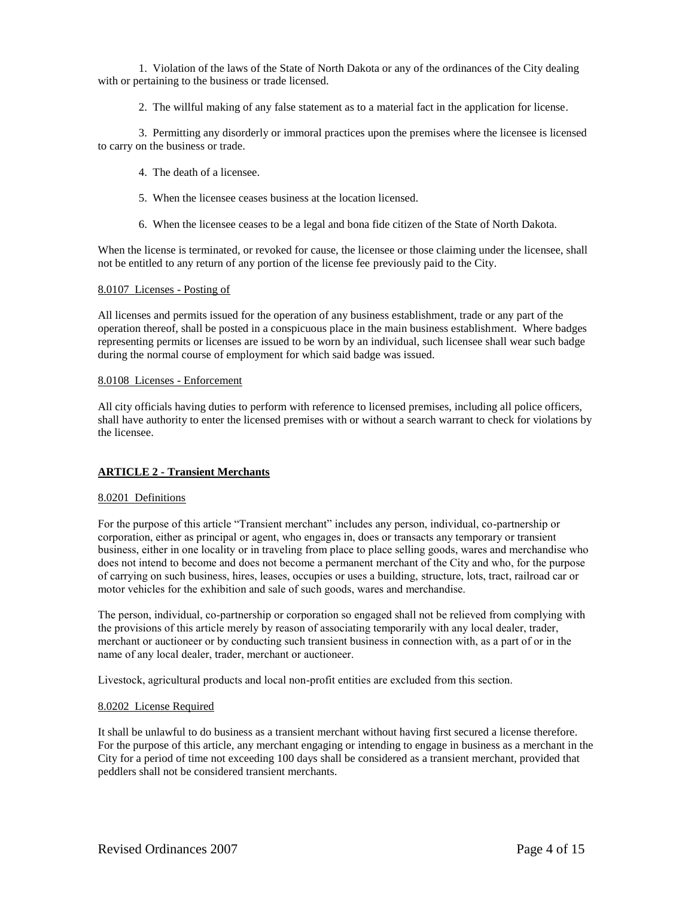1. Violation of the laws of the State of North Dakota or any of the ordinances of the City dealing with or pertaining to the business or trade licensed.

2. The willful making of any false statement as to a material fact in the application for license.

3. Permitting any disorderly or immoral practices upon the premises where the licensee is licensed to carry on the business or trade.

4. The death of a licensee.

5. When the licensee ceases business at the location licensed.

6. When the licensee ceases to be a legal and bona fide citizen of the State of North Dakota.

When the license is terminated, or revoked for cause, the licensee or those claiming under the licensee, shall not be entitled to any return of any portion of the license fee previously paid to the City.

8.0107 Licenses - Posting of

All licenses and permits issued for the operation of any business establishment, trade or any part of the operation thereof, shall be posted in a conspicuous place in the main business establishment. Where badges representing permits or licenses are issued to be worn by an individual, such licensee shall wear such badge during the normal course of employment for which said badge was issued.

8.0108 Licenses - Enforcement

All city officials having duties to perform with reference to licensed premises, including all police officers, shall have authority to enter the licensed premises with or without a search warrant to check for violations by the licensee.

## ARTICLE 2 - Transient Merchants

8.0201 Definitions

For the purpose of this article "Transient merchant" includes any person, individual, co-partnership or corporation, either as principal or agent, who engages in, does or transacts any temporary or transient business, either in one locality or in traveling from place to place selling goods, wares and merchandise who does not intend to become and does not become a permanent merchant of the City and who, for the purpose of carrying on such business, hires, leases, occupies or uses a building, structure, lots, tract, railroad car or motor vehicles for the exhibition and sale of such goods, wares and merchandise.

The person, individual, co-partnership or corporation so engaged shall not be relieved from complying with the provisions of this article merely by reason of associating temporarily with any local dealer, trader, merchant or auctioneer or by conducting such transient business in connection with, as a part of or in the name of any local dealer, trader, merchant or auctioneer.

Livestock, agricultural products and local non-profit entities are excluded from this section.

8.0202 License Required

It shall be unlawful to do business as a transient merchant without having first secured a license therefore. For the purpose of this article, any merchant engaging or intending to engage in business as a merchant in the City for a period of time not exceeding 100 days shall be considered as a transient merchant, provided that peddlers shall not be considered transient merchants.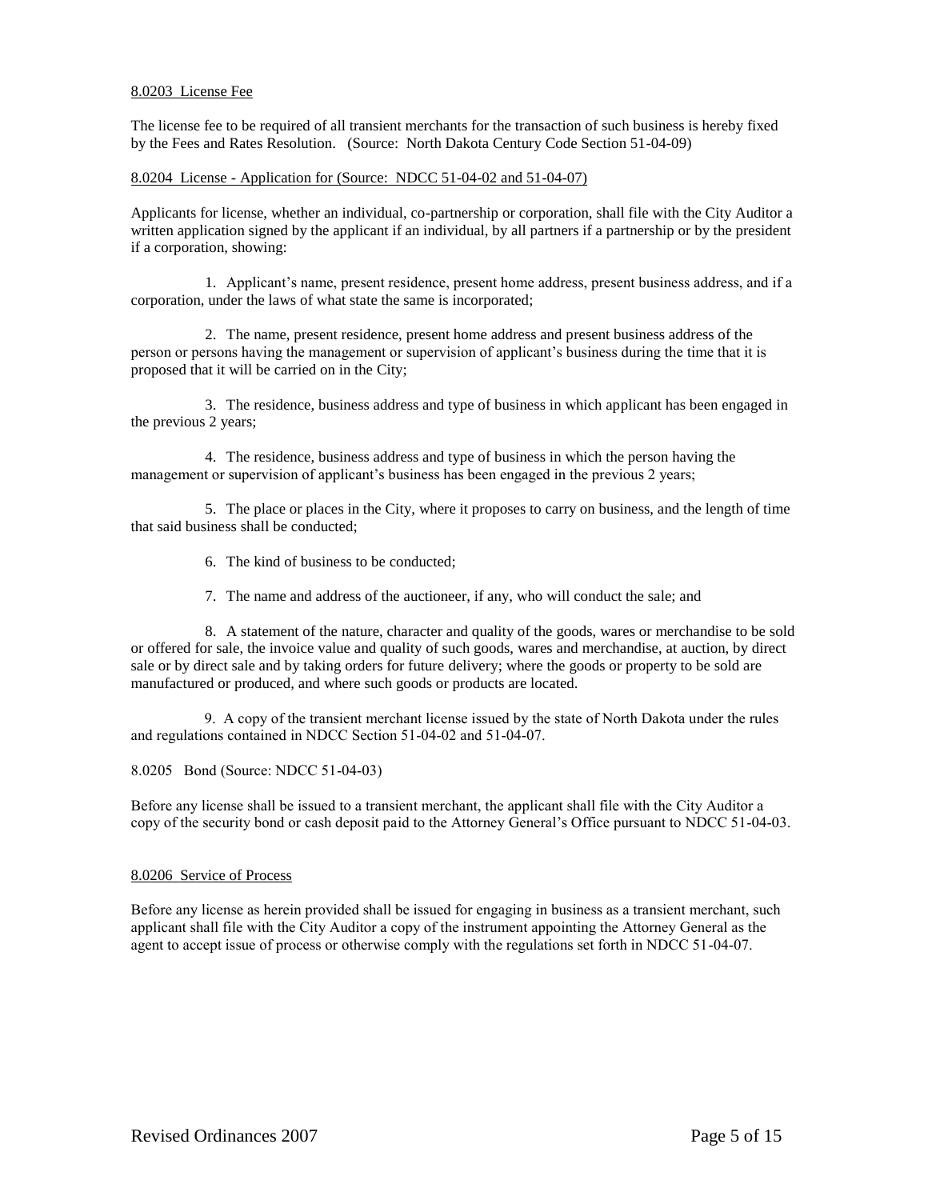8.0203 License Fee

The license fee to be required of all transient merchants for the transaction of such business is hereby fixed by the Fees and Rates Resolution. (Source: North Dakota Century Code Section 51-04-09)

8.0204 License - Application for (Source: NDCC 51-04-02 and 51-04-07)

Applicants for license, whether an individual, co-partnership or corporation, shall file with the City Auditor a written application signed by the applicant if an individual, by all partners if a partnership or by the president if a corporation, showing:

1. Applicant's name, present residence, present home address, present business address, and if a corporation, under the laws of what state the same is incorporated;

2. The name, present residence, present home address and present business address of the person or persons having the management or supervision of applicant's business during the time that it is proposed that it will be carried on in the City;

3. The residence, business address and type of business in which applicant has been engaged in the previous 2 years;

4. The residence, business address and type of business in which the person having the management or supervision of applicant's business has been engaged in the previous 2 years;

5. The place or places in the City, where it proposes to carry on business, and the length of time that said business shall be conducted;

6. The kind of business to be conducted;

7. The name and address of the auctioneer, if any, who will conduct the sale; and

8. A statement of the nature, character and quality of the goods, wares or merchandise to be sold or offered for sale, the invoice value and quality of such goods, wares and merchandise, at auction, by direct sale or by direct sale and by taking orders for future delivery; where the goods or property to be sold are manufactured or produced, and where such goods or products are located.

9. A copy of the transient merchant license issued by the state of North Dakota under the rules and regulations contained in NDCC Section 51-04-02 and 51-04-07.

8.0205 Bond (Source: NDCC 51-04-03)

Before any license shall be issued to a transient merchant, the applicant shall file with the City Auditor a copy of the security bond or cash deposit paid to the Attorney General's Office pursuant to NDCC 51-04-03.

8.0206 Service of Process

Before any license as herein provided shall be issued for engaging in business as a transient merchant, such applicant shall file with the City Auditor a copy of the instrument appointing the Attorney General as the agent to accept issue of process or otherwise comply with the regulations set forth in NDCC 51-04-07.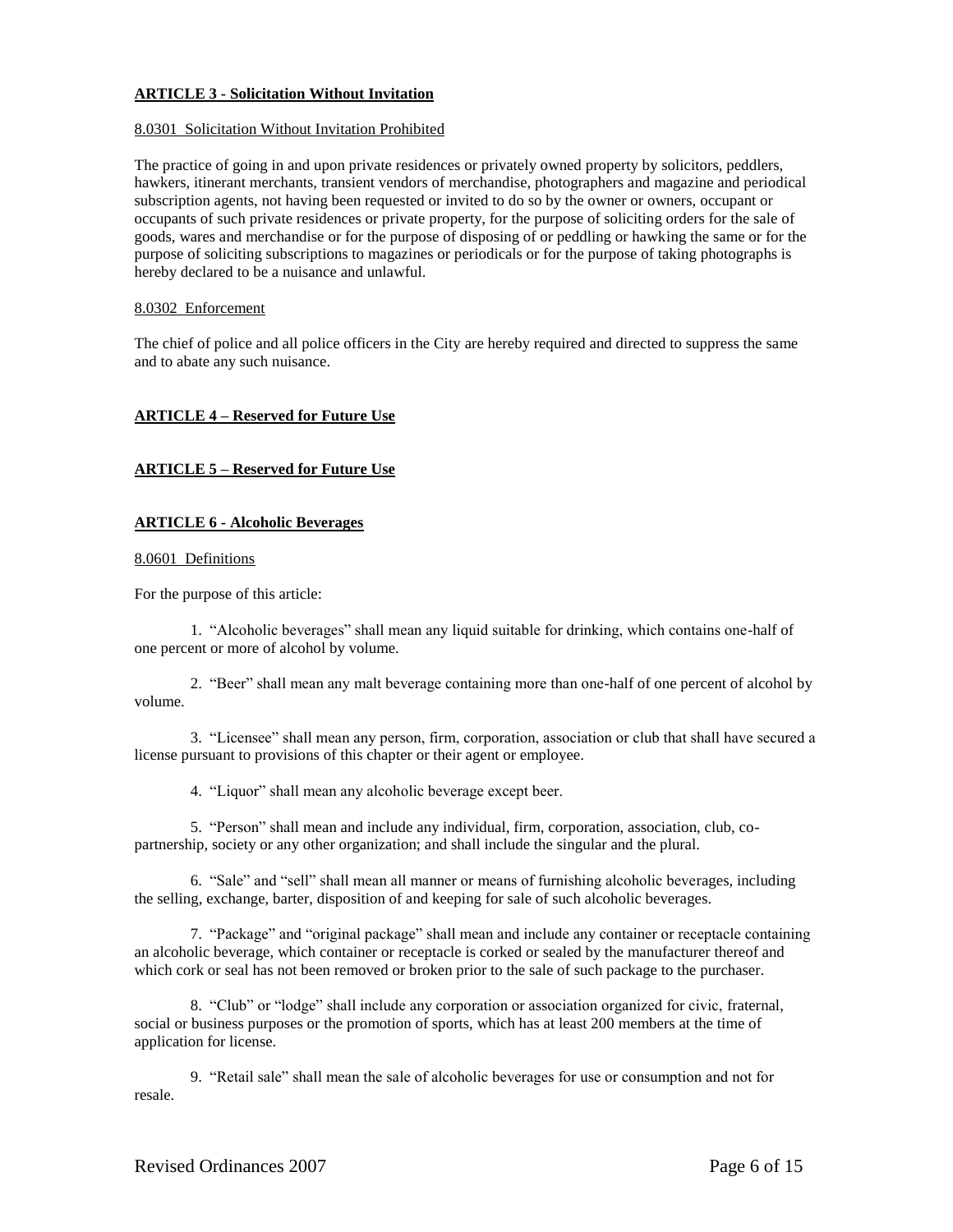## ARTICLE 3 - Solicitation Without Invitation

8.0301 Solicitation Without Invitation Prohibited

The practice of going in and upon private residences or privately owned property by solicitors, peddlers, hawkers, itinerant merchants, transient vendors of merchandise, photographers and magazine and periodical subscription agents, not having been requested or invited to do so by the owner or owners, occupant or occupants of such private residences or private property, for the purpose of soliciting orders for the sale of goods, wares and merchandise or for the purpose of disposing of or peddling or hawking the same or for the purpose of soliciting subscriptions to magazines or periodicals or for the purpose of taking photographs is hereby declared to be a nuisance and unlawful.

8.0302 Enforcement

The chief of police and all police officers in the City are hereby required and directed to suppress the same and to abate any such nuisance.

## ARTICLE 4 – Reserved for Future Use

## ARTICLE 5 – Reserved for Future Use

## ARTICLE 6 - Alcoholic Beverages

8.0601 Definitions

For the purpose of this article:

1. "Alcoholic beverages" shall mean any liquid suitable for drinking, which contains one-half of one percent or more of alcohol by volume.

2. "Beer" shall mean any malt beverage containing more than one-half of one percent of alcohol by volume.

3. "Licensee" shall mean any person, firm, corporation, association or club that shall have secured a license pursuant to provisions of this chapter or their agent or employee.

4. "Liquor" shall mean any alcoholic beverage except beer.

5. "Person" shall mean and include any individual, firm, corporation, association, club, co-partnership, society or any other organization; and shall include the singular and the plural.

6. "Sale" and "sell" shall mean all manner or means of furnishing alcoholic beverages, including the selling, exchange, barter, disposition of and keeping for sale of such alcoholic beverages.

7. "Package" and "original package" shall mean and include any container or receptacle containing an alcoholic beverage, which container or receptacle is corked or sealed by the manufacturer thereof and which cork or seal has not been removed or broken prior to the sale of such package to the purchaser.

8. "Club" or "lodge" shall include any corporation or association organized for civic, fraternal, social or business purposes or the promotion of sports, which has at least 200 members at the time of application for license.

9. "Retail sale" shall mean the sale of alcoholic beverages for use or consumption and not for resale.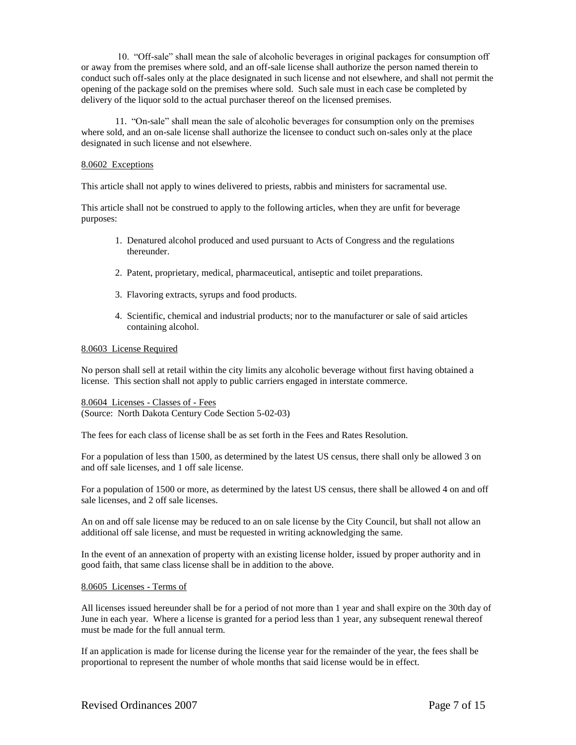10. “Off-sale” shall mean the sale of alcoholic beverages in original packages for consumption off or away from the premises where sold, and an off-sale license shall authorize the person named therein to conduct such off-sales only at the place designated in such license and not elsewhere, and shall not permit the opening of the package sold on the premises where sold. Such sale must in each case be completed by delivery of the liquor sold to the actual purchaser thereof on the licensed premises.

11. “On-sale” shall mean the sale of alcoholic beverages for consumption only on the premises where sold, and an on-sale license shall authorize the licensee to conduct such on-sales only at the place designated in such license and not elsewhere.

### 8.0602 Exceptions

This article shall not apply to wines delivered to priests, rabbis and ministers for sacramental use.

This article shall not be construed to apply to the following articles, when they are unfit for beverage purposes:

1. Denatured alcohol produced and used pursuant to Acts of Congress and the regulations thereunder.
2. Patent, proprietary, medical, pharmaceutical, antiseptic and toilet preparations.
3. Flavoring extracts, syrups and food products.
4. Scientific, chemical and industrial products; nor to the manufacturer or sale of said articles containing alcohol.

### 8.0603 License Required

No person shall sell at retail within the city limits any alcoholic beverage without first having obtained a license. This section shall not apply to public carriers engaged in interstate commerce.

### 8.0604 Licenses - Classes of - Fees

(Source: North Dakota Century Code Section 5-02-03)

The fees for each class of license shall be as set forth in the Fees and Rates Resolution.

For a population of less than 1500, as determined by the latest US census, there shall only be allowed 3 on and off sale licenses, and 1 off sale license.

For a population of 1500 or more, as determined by the latest US census, there shall be allowed 4 on and off sale licenses, and 2 off sale licenses.

An on and off sale license may be reduced to an on sale license by the City Council, but shall not allow an additional off sale license, and must be requested in writing acknowledging the same.

In the event of an annexation of property with an existing license holder, issued by proper authority and in good faith, that same class license shall be in addition to the above.

### 8.0605 Licenses - Terms of

All licenses issued hereunder shall be for a period of not more than 1 year and shall expire on the 30th day of June in each year. Where a license is granted for a period less than 1 year, any subsequent renewal thereof must be made for the full annual term.

If an application is made for license during the license year for the remainder of the year, the fees shall be proportional to represent the number of whole months that said license would be in effect.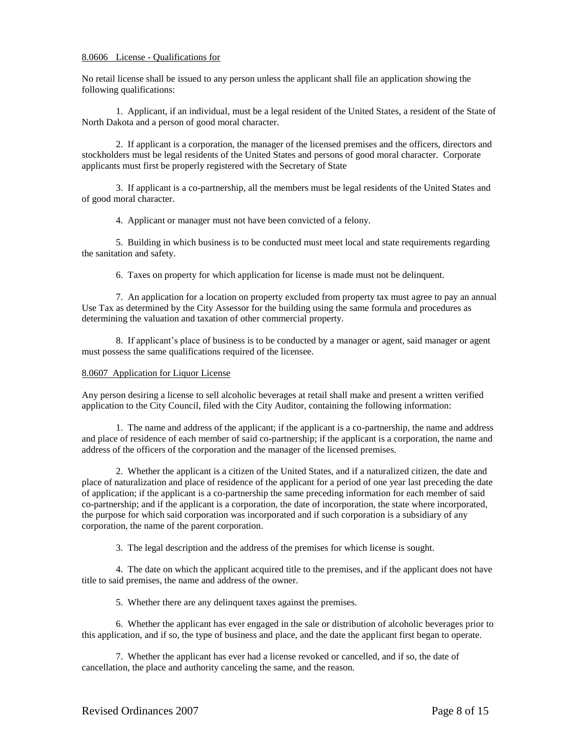8.0606 License - Qualifications for

No retail license shall be issued to any person unless the applicant shall file an application showing the following qualifications:

1. Applicant, if an individual, must be a legal resident of the United States, a resident of the State of North Dakota and a person of good moral character.

2. If applicant is a corporation, the manager of the licensed premises and the officers, directors and stockholders must be legal residents of the United States and persons of good moral character. Corporate applicants must first be properly registered with the Secretary of State

3. If applicant is a co-partnership, all the members must be legal residents of the United States and of good moral character.

4. Applicant or manager must not have been convicted of a felony.

5. Building in which business is to be conducted must meet local and state requirements regarding the sanitation and safety.

6. Taxes on property for which application for license is made must not be delinquent.

7. An application for a location on property excluded from property tax must agree to pay an annual Use Tax as determined by the City Assessor for the building using the same formula and procedures as determining the valuation and taxation of other commercial property.

8. If applicant's place of business is to be conducted by a manager or agent, said manager or agent must possess the same qualifications required of the licensee.

8.0607 Application for Liquor License

Any person desiring a license to sell alcoholic beverages at retail shall make and present a written verified application to the City Council, filed with the City Auditor, containing the following information:

1. The name and address of the applicant; if the applicant is a co-partnership, the name and address and place of residence of each member of said co-partnership; if the applicant is a corporation, the name and address of the officers of the corporation and the manager of the licensed premises.

2. Whether the applicant is a citizen of the United States, and if a naturalized citizen, the date and place of naturalization and place of residence of the applicant for a period of one year last preceding the date of application; if the applicant is a co-partnership the same preceding information for each member of said co-partnership; and if the applicant is a corporation, the date of incorporation, the state where incorporated, the purpose for which said corporation was incorporated and if such corporation is a subsidiary of any corporation, the name of the parent corporation.

3. The legal description and the address of the premises for which license is sought.

4. The date on which the applicant acquired title to the premises, and if the applicant does not have title to said premises, the name and address of the owner.

5. Whether there are any delinquent taxes against the premises.

6. Whether the applicant has ever engaged in the sale or distribution of alcoholic beverages prior to this application, and if so, the type of business and place, and the date the applicant first began to operate.

7. Whether the applicant has ever had a license revoked or cancelled, and if so, the date of cancellation, the place and authority canceling the same, and the reason.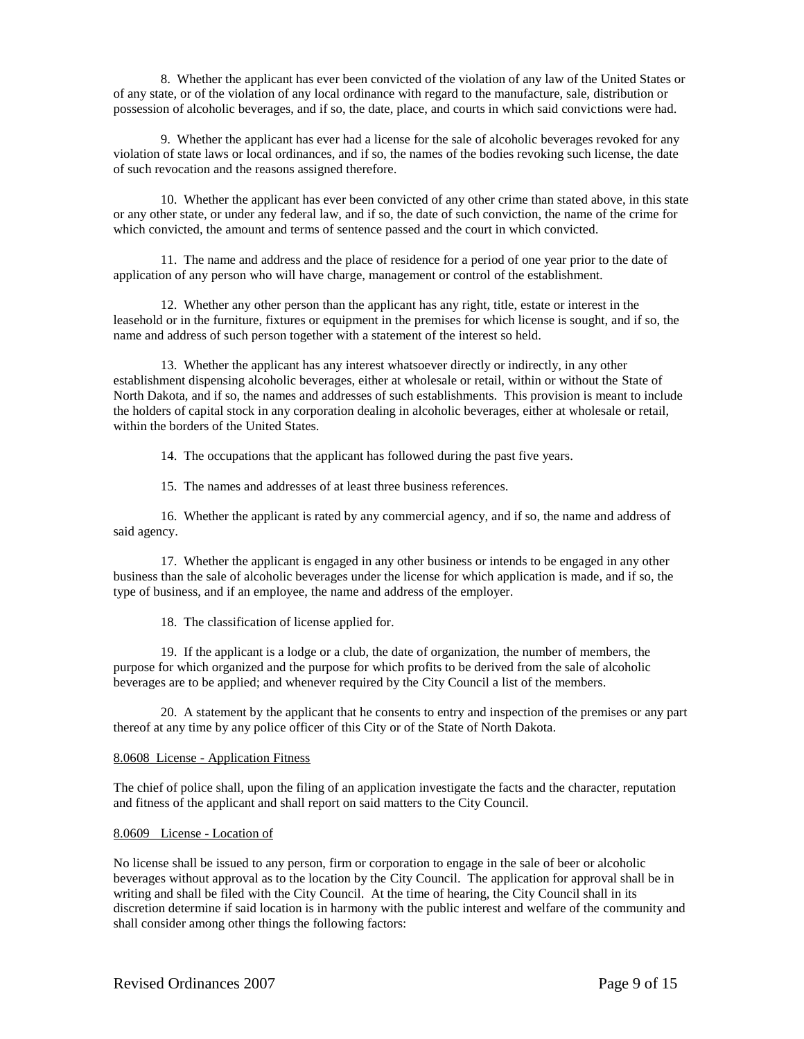8. Whether the applicant has ever been convicted of the violation of any law of the United States or of any state, or of the violation of any local ordinance with regard to the manufacture, sale, distribution or possession of alcoholic beverages, and if so, the date, place, and courts in which said convictions were had.

9. Whether the applicant has ever had a license for the sale of alcoholic beverages revoked for any violation of state laws or local ordinances, and if so, the names of the bodies revoking such license, the date of such revocation and the reasons assigned therefore.

10. Whether the applicant has ever been convicted of any other crime than stated above, in this state or any other state, or under any federal law, and if so, the date of such conviction, the name of the crime for which convicted, the amount and terms of sentence passed and the court in which convicted.

11. The name and address and the place of residence for a period of one year prior to the date of application of any person who will have charge, management or control of the establishment.

12. Whether any other person than the applicant has any right, title, estate or interest in the leasehold or in the furniture, fixtures or equipment in the premises for which license is sought, and if so, the name and address of such person together with a statement of the interest so held.

13. Whether the applicant has any interest whatsoever directly or indirectly, in any other establishment dispensing alcoholic beverages, either at wholesale or retail, within or without the State of North Dakota, and if so, the names and addresses of such establishments. This provision is meant to include the holders of capital stock in any corporation dealing in alcoholic beverages, either at wholesale or retail, within the borders of the United States.

14. The occupations that the applicant has followed during the past five years.

15. The names and addresses of at least three business references.

16. Whether the applicant is rated by any commercial agency, and if so, the name and address of said agency.

17. Whether the applicant is engaged in any other business or intends to be engaged in any other business than the sale of alcoholic beverages under the license for which application is made, and if so, the type of business, and if an employee, the name and address of the employer.

18. The classification of license applied for.

19. If the applicant is a lodge or a club, the date of organization, the number of members, the purpose for which organized and the purpose for which profits to be derived from the sale of alcoholic beverages are to be applied; and whenever required by the City Council a list of the members.

20. A statement by the applicant that he consents to entry and inspection of the premises or any part thereof at any time by any police officer of this City or of the State of North Dakota.

8.0608 License - Application Fitness

The chief of police shall, upon the filing of an application investigate the facts and the character, reputation and fitness of the applicant and shall report on said matters to the City Council.

8.0609 License - Location of

No license shall be issued to any person, firm or corporation to engage in the sale of beer or alcoholic beverages without approval as to the location by the City Council. The application for approval shall be in writing and shall be filed with the City Council. At the time of hearing, the City Council shall in its discretion determine if said location is in harmony with the public interest and welfare of the community and shall consider among other things the following factors: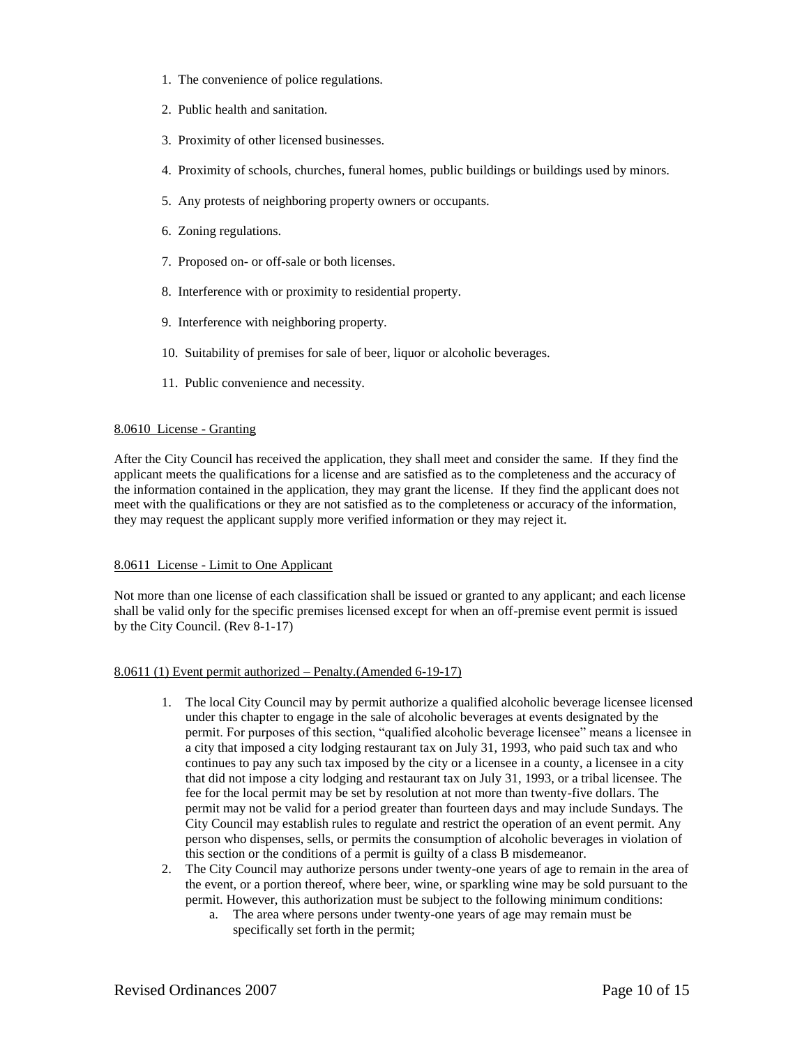1. The convenience of police regulations.
2. Public health and sanitation.
3. Proximity of other licensed businesses.
4. Proximity of schools, churches, funeral homes, public buildings or buildings used by minors.
5. Any protests of neighboring property owners or occupants.
6. Zoning regulations.
7. Proposed on- or off-sale or both licenses.
8. Interference with or proximity to residential property.
9. Interference with neighboring property.
10. Suitability of premises for sale of beer, liquor or alcoholic beverages.
11. Public convenience and necessity.

8.0610 License - Granting

After the City Council has received the application, they shall meet and consider the same. If they find the applicant meets the qualifications for a license and are satisfied as to the completeness and the accuracy of the information contained in the application, they may grant the license. If they find the applicant does not meet with the qualifications or they are not satisfied as to the completeness or accuracy of the information, they may request the applicant supply more verified information or they may reject it.

8.0611 License - Limit to One Applicant

Not more than one license of each classification shall be issued or granted to any applicant; and each license shall be valid only for the specific premises licensed except for when an off-premise event permit is issued by the City Council. (Rev 8-1-17)

8.0611 (1) Event permit authorized – Penalty.(Amended 6-19-17)

1. The local City Council may by permit authorize a qualified alcoholic beverage licensee licensed under this chapter to engage in the sale of alcoholic beverages at events designated by the permit. For purposes of this section, “qualified alcoholic beverage licensee” means a licensee in a city that imposed a city lodging restaurant tax on July 31, 1993, who paid such tax and who continues to pay any such tax imposed by the city or a licensee in a county, a licensee in a city that did not impose a city lodging and restaurant tax on July 31, 1993, or a tribal licensee. The fee for the local permit may be set by resolution at not more than twenty-five dollars. The permit may not be valid for a period greater than fourteen days and may include Sundays. The City Council may establish rules to regulate and restrict the operation of an event permit. Any person who dispenses, sells, or permits the consumption of alcoholic beverages in violation of this section or the conditions of a permit is guilty of a class B misdemeanor.
2. The City Council may authorize persons under twenty-one years of age to remain in the area of the event, or a portion thereof, where beer, wine, or sparkling wine may be sold pursuant to the permit. However, this authorization must be subject to the following minimum conditions:
    a. The area where persons under twenty-one years of age may remain must be specifically set forth in the permit;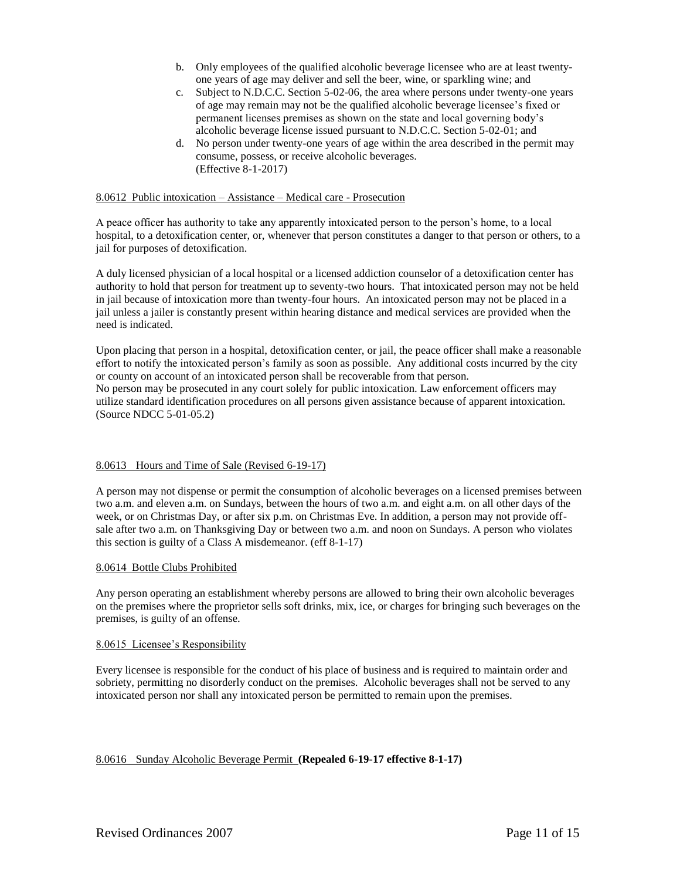b. Only employees of the qualified alcoholic beverage licensee who are at least twenty-one years of age may deliver and sell the beer, wine, or sparkling wine; and
c. Subject to N.D.C.C. Section 5-02-06, the area where persons under twenty-one years of age may remain may not be the qualified alcoholic beverage licensee's fixed or permanent licenses premises as shown on the state and local governing body's alcoholic beverage license issued pursuant to N.D.C.C. Section 5-02-01; and
d. No person under twenty-one years of age within the area described in the permit may consume, possess, or receive alcoholic beverages.
(Effective 8-1-2017)

8.0612 Public intoxication – Assistance – Medical care - Prosecution

A peace officer has authority to take any apparently intoxicated person to the person's home, to a local hospital, to a detoxification center, or, whenever that person constitutes a danger to that person or others, to a jail for purposes of detoxification.

A duly licensed physician of a local hospital or a licensed addiction counselor of a detoxification center has authority to hold that person for treatment up to seventy-two hours. That intoxicated person may not be held in jail because of intoxication more than twenty-four hours. An intoxicated person may not be placed in a jail unless a jailer is constantly present within hearing distance and medical services are provided when the need is indicated.

Upon placing that person in a hospital, detoxification center, or jail, the peace officer shall make a reasonable effort to notify the intoxicated person's family as soon as possible. Any additional costs incurred by the city or county on account of an intoxicated person shall be recoverable from that person.
No person may be prosecuted in any court solely for public intoxication. Law enforcement officers may utilize standard identification procedures on all persons given assistance because of apparent intoxication.
(Source NDCC 5-01-05.2)

8.0613 Hours and Time of Sale (Revised 6-19-17)

A person may not dispense or permit the consumption of alcoholic beverages on a licensed premises between two a.m. and eleven a.m. on Sundays, between the hours of two a.m. and eight a.m. on all other days of the week, or on Christmas Day, or after six p.m. on Christmas Eve. In addition, a person may not provide off-sale after two a.m. on Thanksgiving Day or between two a.m. and noon on Sundays. A person who violates this section is guilty of a Class A misdemeanor. (eff 8-1-17)

8.0614 Bottle Clubs Prohibited

Any person operating an establishment whereby persons are allowed to bring their own alcoholic beverages on the premises where the proprietor sells soft drinks, mix, ice, or charges for bringing such beverages on the premises, is guilty of an offense.

8.0615 Licensee's Responsibility

Every licensee is responsible for the conduct of his place of business and is required to maintain order and sobriety, permitting no disorderly conduct on the premises. Alcoholic beverages shall not be served to any intoxicated person nor shall any intoxicated person be permitted to remain upon the premises.

8.0616 Sunday Alcoholic Beverage Permit **(Repealed 6-19-17 effective 8-1-17)**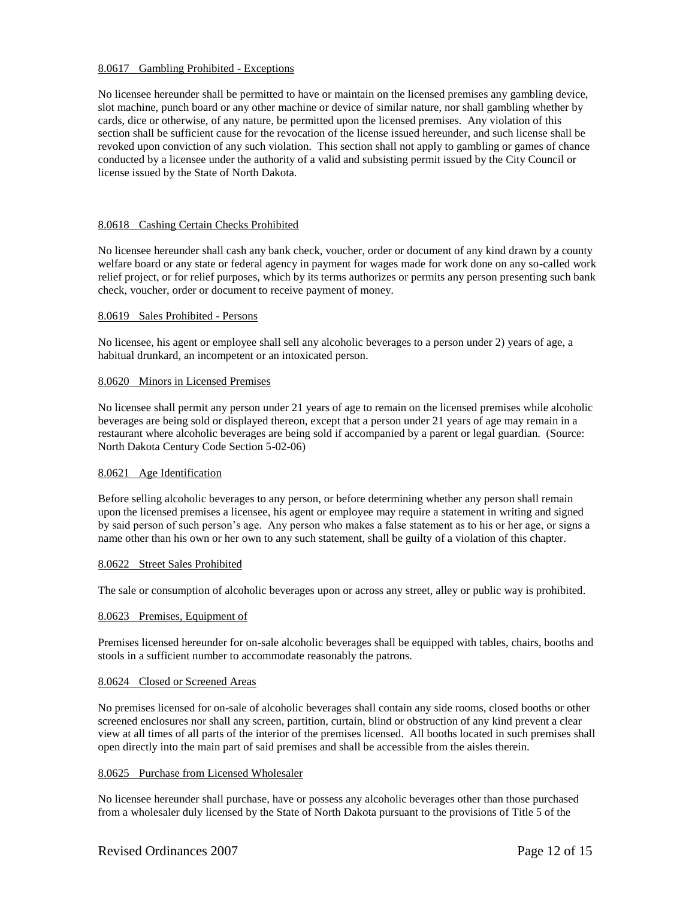8.0617 Gambling Prohibited - Exceptions

No licensee hereunder shall be permitted to have or maintain on the licensed premises any gambling device, slot machine, punch board or any other machine or device of similar nature, nor shall gambling whether by cards, dice or otherwise, of any nature, be permitted upon the licensed premises. Any violation of this section shall be sufficient cause for the revocation of the license issued hereunder, and such license shall be revoked upon conviction of any such violation. This section shall not apply to gambling or games of chance conducted by a licensee under the authority of a valid and subsisting permit issued by the City Council or license issued by the State of North Dakota.

8.0618 Cashing Certain Checks Prohibited

No licensee hereunder shall cash any bank check, voucher, order or document of any kind drawn by a county welfare board or any state or federal agency in payment for wages made for work done on any so-called work relief project, or for relief purposes, which by its terms authorizes or permits any person presenting such bank check, voucher, order or document to receive payment of money.

8.0619 Sales Prohibited - Persons

No licensee, his agent or employee shall sell any alcoholic beverages to a person under 2) years of age, a habitual drunkard, an incompetent or an intoxicated person.

8.0620 Minors in Licensed Premises

No licensee shall permit any person under 21 years of age to remain on the licensed premises while alcoholic beverages are being sold or displayed thereon, except that a person under 21 years of age may remain in a restaurant where alcoholic beverages are being sold if accompanied by a parent or legal guardian. (Source: North Dakota Century Code Section 5-02-06)

8.0621 Age Identification

Before selling alcoholic beverages to any person, or before determining whether any person shall remain upon the licensed premises a licensee, his agent or employee may require a statement in writing and signed by said person of such person's age. Any person who makes a false statement as to his or her age, or signs a name other than his own or her own to any such statement, shall be guilty of a violation of this chapter.

8.0622 Street Sales Prohibited

The sale or consumption of alcoholic beverages upon or across any street, alley or public way is prohibited.

8.0623 Premises, Equipment of

Premises licensed hereunder for on-sale alcoholic beverages shall be equipped with tables, chairs, booths and stools in a sufficient number to accommodate reasonably the patrons.

8.0624 Closed or Screened Areas

No premises licensed for on-sale of alcoholic beverages shall contain any side rooms, closed booths or other screened enclosures nor shall any screen, partition, curtain, blind or obstruction of any kind prevent a clear view at all times of all parts of the interior of the premises licensed. All booths located in such premises shall open directly into the main part of said premises and shall be accessible from the aisles therein.

8.0625 Purchase from Licensed Wholesaler

No licensee hereunder shall purchase, have or possess any alcoholic beverages other than those purchased from a wholesaler duly licensed by the State of North Dakota pursuant to the provisions of Title 5 of the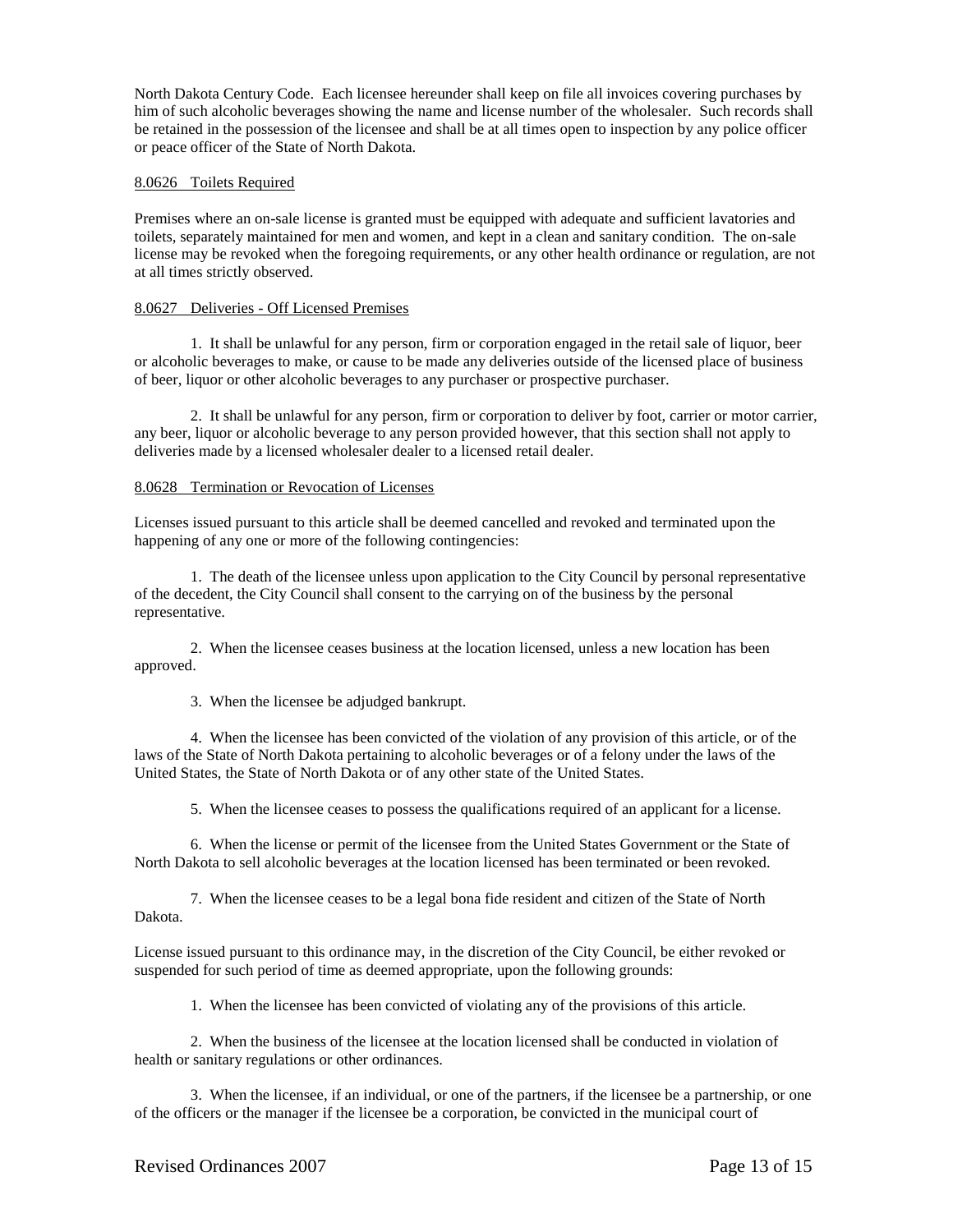North Dakota Century Code. Each licensee hereunder shall keep on file all invoices covering purchases by him of such alcoholic beverages showing the name and license number of the wholesaler. Such records shall be retained in the possession of the licensee and shall be at all times open to inspection by any police officer or peace officer of the State of North Dakota.

8.0626 Toilets Required

Premises where an on-sale license is granted must be equipped with adequate and sufficient lavatories and toilets, separately maintained for men and women, and kept in a clean and sanitary condition. The on-sale license may be revoked when the foregoing requirements, or any other health ordinance or regulation, are not at all times strictly observed.

8.0627 Deliveries - Off Licensed Premises

1. It shall be unlawful for any person, firm or corporation engaged in the retail sale of liquor, beer or alcoholic beverages to make, or cause to be made any deliveries outside of the licensed place of business of beer, liquor or other alcoholic beverages to any purchaser or prospective purchaser.

2. It shall be unlawful for any person, firm or corporation to deliver by foot, carrier or motor carrier, any beer, liquor or alcoholic beverage to any person provided however, that this section shall not apply to deliveries made by a licensed wholesaler dealer to a licensed retail dealer.

8.0628 Termination or Revocation of Licenses

Licenses issued pursuant to this article shall be deemed cancelled and revoked and terminated upon the happening of any one or more of the following contingencies:

1. The death of the licensee unless upon application to the City Council by personal representative of the decedent, the City Council shall consent to the carrying on of the business by the personal representative.

2. When the licensee ceases business at the location licensed, unless a new location has been approved.

3. When the licensee be adjudged bankrupt.

4. When the licensee has been convicted of the violation of any provision of this article, or of the laws of the State of North Dakota pertaining to alcoholic beverages or of a felony under the laws of the United States, the State of North Dakota or of any other state of the United States.

5. When the licensee ceases to possess the qualifications required of an applicant for a license.

6. When the license or permit of the licensee from the United States Government or the State of North Dakota to sell alcoholic beverages at the location licensed has been terminated or been revoked.

7. When the licensee ceases to be a legal bona fide resident and citizen of the State of North Dakota.

License issued pursuant to this ordinance may, in the discretion of the City Council, be either revoked or suspended for such period of time as deemed appropriate, upon the following grounds:

1. When the licensee has been convicted of violating any of the provisions of this article.

2. When the business of the licensee at the location licensed shall be conducted in violation of health or sanitary regulations or other ordinances.

3. When the licensee, if an individual, or one of the partners, if the licensee be a partnership, or one of the officers or the manager if the licensee be a corporation, be convicted in the municipal court of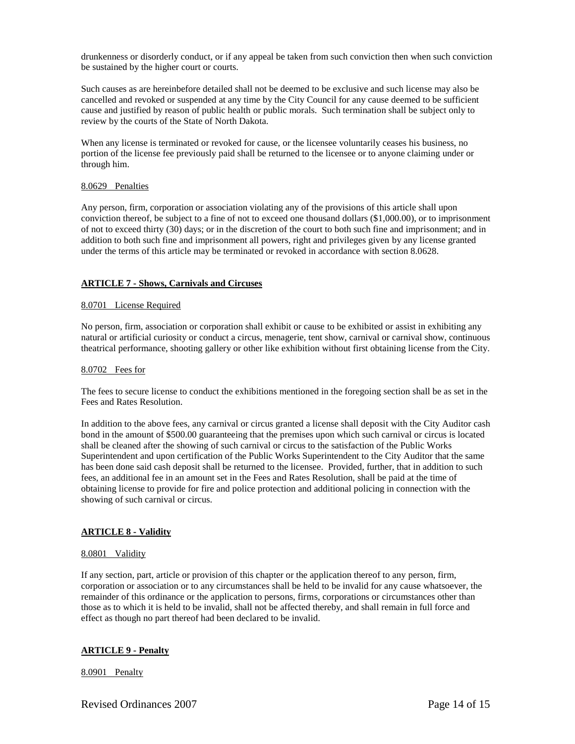drunkenness or disorderly conduct, or if any appeal be taken from such conviction then when such conviction be sustained by the higher court or courts.

Such causes as are hereinbefore detailed shall not be deemed to be exclusive and such license may also be cancelled and revoked or suspended at any time by the City Council for any cause deemed to be sufficient cause and justified by reason of public health or public morals. Such termination shall be subject only to review by the courts of the State of North Dakota.

When any license is terminated or revoked for cause, or the licensee voluntarily ceases his business, no portion of the license fee previously paid shall be returned to the licensee or to anyone claiming under or through him.

8.0629 Penalties

Any person, firm, corporation or association violating any of the provisions of this article shall upon conviction thereof, be subject to a fine of not to exceed one thousand dollars ($1,000.00), or to imprisonment of not to exceed thirty (30) days; or in the discretion of the court to both such fine and imprisonment; and in addition to both such fine and imprisonment all powers, right and privileges given by any license granted under the terms of this article may be terminated or revoked in accordance with section 8.0628.

## ARTICLE 7 - Shows, Carnivals and Circuses

8.0701 License Required

No person, firm, association or corporation shall exhibit or cause to be exhibited or assist in exhibiting any natural or artificial curiosity or conduct a circus, menagerie, tent show, carnival or carnival show, continuous theatrical performance, shooting gallery or other like exhibition without first obtaining license from the City.

8.0702 Fees for

The fees to secure license to conduct the exhibitions mentioned in the foregoing section shall be as set in the Fees and Rates Resolution.

In addition to the above fees, any carnival or circus granted a license shall deposit with the City Auditor cash bond in the amount of $500.00 guaranteeing that the premises upon which such carnival or circus is located shall be cleaned after the showing of such carnival or circus to the satisfaction of the Public Works Superintendent and upon certification of the Public Works Superintendent to the City Auditor that the same has been done said cash deposit shall be returned to the licensee. Provided, further, that in addition to such fees, an additional fee in an amount set in the Fees and Rates Resolution, shall be paid at the time of obtaining license to provide for fire and police protection and additional policing in connection with the showing of such carnival or circus.

## ARTICLE 8 - Validity

8.0801 Validity

If any section, part, article or provision of this chapter or the application thereof to any person, firm, corporation or association or to any circumstances shall be held to be invalid for any cause whatsoever, the remainder of this ordinance or the application to persons, firms, corporations or circumstances other than those as to which it is held to be invalid, shall not be affected thereby, and shall remain in full force and effect as though no part thereof had been declared to be invalid.

## ARTICLE 9 - Penalty

8.0901 Penalty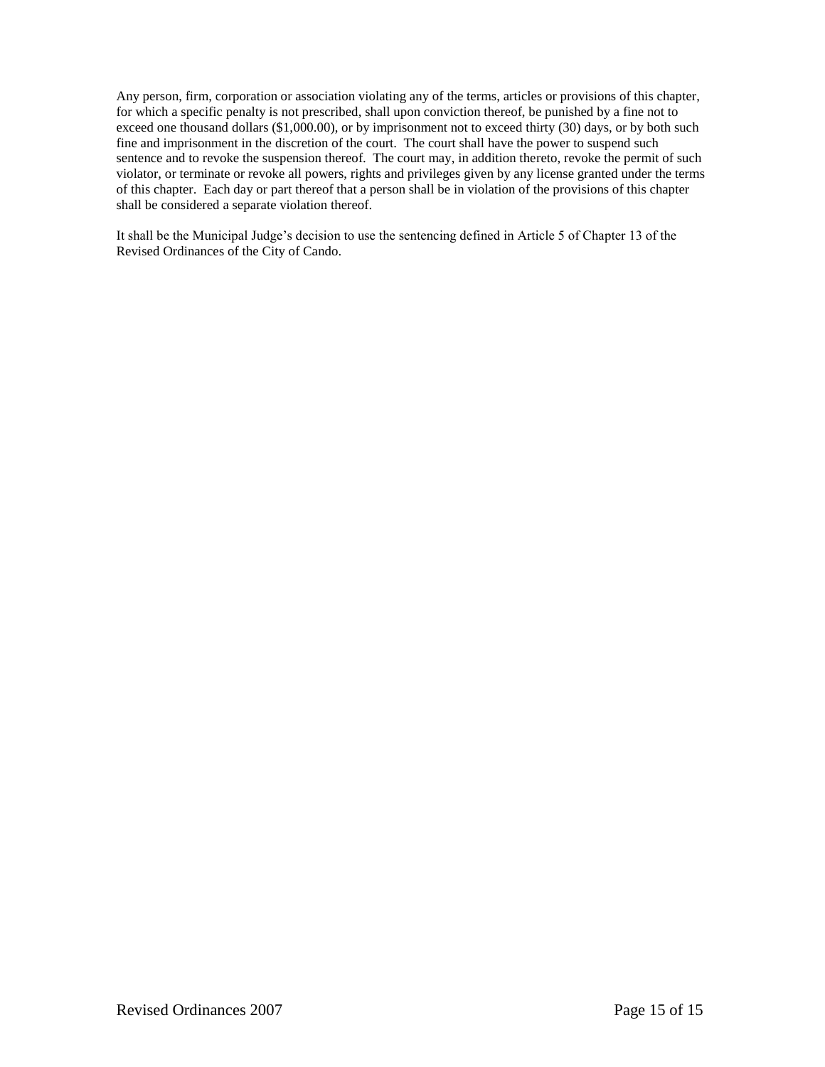Any person, firm, corporation or association violating any of the terms, articles or provisions of this chapter, for which a specific penalty is not prescribed, shall upon conviction thereof, be punished by a fine not to exceed one thousand dollars ($1,000.00), or by imprisonment not to exceed thirty (30) days, or by both such fine and imprisonment in the discretion of the court. The court shall have the power to suspend such sentence and to revoke the suspension thereof. The court may, in addition thereto, revoke the permit of such violator, or terminate or revoke all powers, rights and privileges given by any license granted under the terms of this chapter. Each day or part thereof that a person shall be in violation of the provisions of this chapter shall be considered a separate violation thereof.

It shall be the Municipal Judge's decision to use the sentencing defined in Article 5 of Chapter 13 of the Revised Ordinances of the City of Cando.